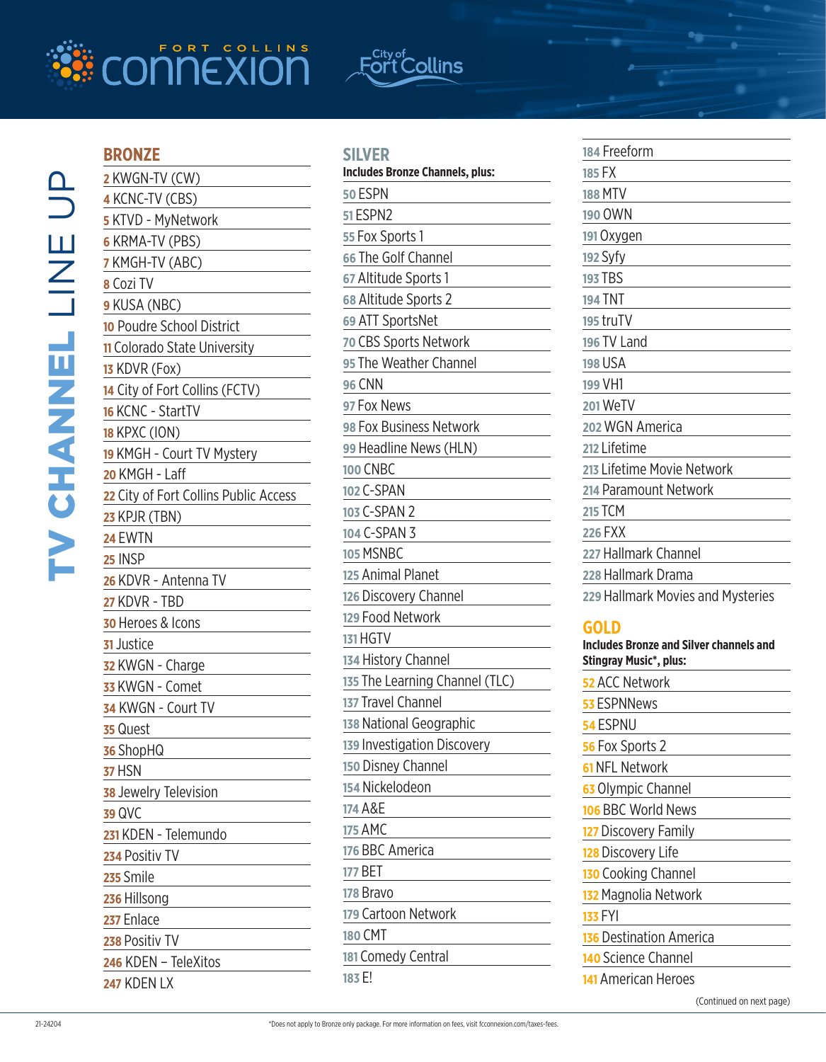# FORT COLLINS CONNEXION

City of Fort Collins

# TV CHANNEL LINE UP

## BRONZE

- 2 KWGN-TV (CW)
- 4 KCNC-TV (CBS)
- 5 KTVD - MyNetwork
- 6 KRMA-TV (PBS)
- 7 KMGH-TV (ABC)
- 8 Cozi TV
- 9 KUSA (NBC)
- 10 Poudre School District
- 11 Colorado State University
- 13 KDVR (Fox)
- 14 City of Fort Collins (FCTV)
- 16 KCNC - StartTV
- 18 KPXC (ION)
- 19 KMGH - Court TV Mystery
- 20 KMGH - Laff
- 22 City of Fort Collins Public Access
- 23 KPJR (TBN)
- 24 EWTN
- 25 INSP
- 26 KDVR - Antenna TV
- 27 KDVR - TBD
- 30 Heroes & Icons
- 31 Justice
- 32 KWGN - Charge
- 33 KWGN - Comet
- 34 KWGN - Court TV
- 35 Quest
- 36 ShopHQ
- 37 HSN
- 38 Jewelry Television
- 39 QVC
- 231 KDEN - Telemundo
- 234 Positiv TV
- 235 Smile
- 236 Hillsong
- 237 Enlace
- 238 Positiv TV
- 246 KDEN – TeleXitos
- 247 KDEN LX

## SILVER

**Includes Bronze Channels, plus:**

- 50 ESPN
- 51 ESPN2
- 55 Fox Sports 1
- 66 The Golf Channel
- 67 Altitude Sports 1
- 68 Altitude Sports 2
- 69 ATT SportsNet
- 70 CBS Sports Network
- 95 The Weather Channel
- 96 CNN
- 97 Fox News
- 98 Fox Business Network
- 99 Headline News (HLN)
- 100 CNBC
- 102 C-SPAN
- 103 C-SPAN 2
- 104 C-SPAN 3
- 105 MSNBC
- 125 Animal Planet
- 126 Discovery Channel
- 129 Food Network
- 131 HGTV
- 134 History Channel
- 135 The Learning Channel (TLC)
- 137 Travel Channel
- 138 National Geographic
- 139 Investigation Discovery
- 150 Disney Channel
- 154 Nickelodeon
- 174 A&E
- 175 AMC
- 176 BBC America
- 177 BET
- 178 Bravo
- 179 Cartoon Network
- 180 CMT
- 181 Comedy Central
- 183 E!
- 184 Freeform
- 185 FX
- 188 MTV
- 190 OWN
- 191 Oxygen
- 192 Syfy
- 193 TBS
- 194 TNT
- 195 truTV
- 196 TV Land
- 198 USA
- 199 VH1
- 201 WeTV
- 202 WGN America
- 212 Lifetime
- 213 Lifetime Movie Network
- 214 Paramount Network
- 215 TCM
- 226 FXX
- 227 Hallmark Channel
- 228 Hallmark Drama
- 229 Hallmark Movies and Mysteries

## GOLD

**Includes Bronze and Silver channels and Stingray Music*, plus:**

- 52 ACC Network
- 53 ESPNNews
- 54 ESPNU
- 56 Fox Sports 2
- 61 NFL Network
- 63 Olympic Channel
- 106 BBC World News
- 127 Discovery Family
- 128 Discovery Life
- 130 Cooking Channel
- 132 Magnolia Network
- 133 FYI
- 136 Destination America
- 140 Science Channel
- 141 American Heroes

(Continued on next page)

21-24204

*Does not apply to Bronze only package. For more information on fees, visit fcconnexion.com/taxes-fees.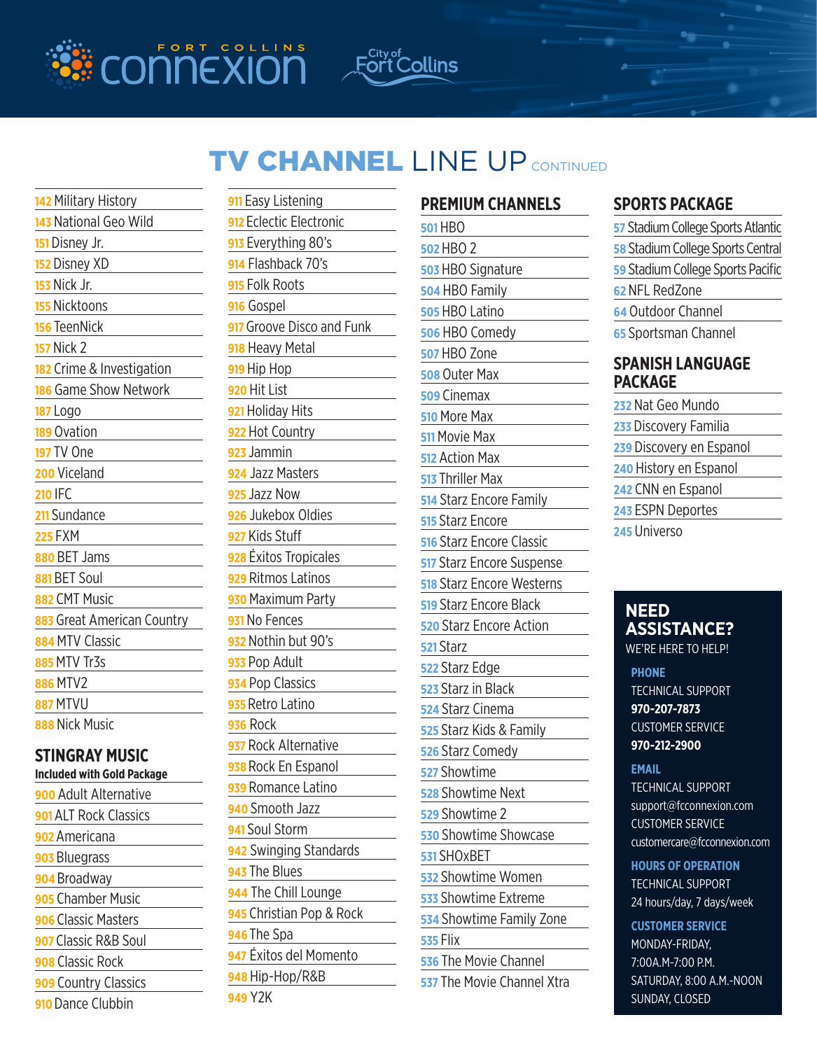FORT COLLINS CONNEXION

City of Fort Collins

# TV CHANNEL LINE UP CONTINUED

- 142 Military History
- 143 National Geo Wild
- 151 Disney Jr.
- 152 Disney XD
- 153 Nick Jr.
- 155 Nicktoons
- 156 TeenNick
- 157 Nick 2
- 182 Crime & Investigation
- 186 Game Show Network
- 187 Logo
- 189 Ovation
- 197 TV One
- 200 Viceland
- 210 IFC
- 211 Sundance
- 225 FXM
- 880 BET Jams
- 881 BET Soul
- 882 CMT Music
- 883 Great American Country
- 884 MTV Classic
- 885 MTV Tr3s
- 886 MTV2
- 887 MTVU
- 888 Nick Music

## STINGRAY MUSIC

**Included with Gold Package**

- 900 Adult Alternative
- 901 ALT Rock Classics
- 902 Americana
- 903 Bluegrass
- 904 Broadway
- 905 Chamber Music
- 906 Classic Masters
- 907 Classic R&B Soul
- 908 Classic Rock
- 909 Country Classics
- 910 Dance Clubbin
- 911 Easy Listening
- 912 Eclectic Electronic
- 913 Everything 80's
- 914 Flashback 70's
- 915 Folk Roots
- 916 Gospel
- 917 Groove Disco and Funk
- 918 Heavy Metal
- 919 Hip Hop
- 920 Hit List
- 921 Holiday Hits
- 922 Hot Country
- 923 Jammin
- 924 Jazz Masters
- 925 Jazz Now
- 926 Jukebox Oldies
- 927 Kids Stuff
- 928 Éxitos Tropicales
- 929 Ritmos Latinos
- 930 Maximum Party
- 931 No Fences
- 932 Nothin but 90's
- 933 Pop Adult
- 934 Pop Classics
- 935 Retro Latino
- 936 Rock
- 937 Rock Alternative
- 938 Rock En Espanol
- 939 Romance Latino
- 940 Smooth Jazz
- 941 Soul Storm
- 942 Swinging Standards
- 943 The Blues
- 944 The Chill Lounge
- 945 Christian Pop & Rock
- 946 The Spa
- 947 Éxitos del Momento
- 948 Hip-Hop/R&B
- 949 Y2K

## PREMIUM CHANNELS

- 501 HBO
- 502 HBO 2
- 503 HBO Signature
- 504 HBO Family
- 505 HBO Latino
- 506 HBO Comedy
- 507 HBO Zone
- 508 Outer Max
- 509 Cinemax
- 510 More Max
- 511 Movie Max
- 512 Action Max
- 513 Thriller Max
- 514 Starz Encore Family
- 515 Starz Encore
- 516 Starz Encore Classic
- 517 Starz Encore Suspense
- 518 Starz Encore Westerns
- 519 Starz Encore Black
- 520 Starz Encore Action
- 521 Starz
- 522 Starz Edge
- 523 Starz in Black
- 524 Starz Cinema
- 525 Starz Kids & Family
- 526 Starz Comedy
- 527 Showtime
- 528 Showtime Next
- 529 Showtime 2
- 530 Showtime Showcase
- 531 SHOxBET
- 532 Showtime Women
- 533 Showtime Extreme
- 534 Showtime Family Zone
- 535 Flix
- 536 The Movie Channel
- 537 The Movie Channel Xtra

## SPORTS PACKAGE

- 57 Stadium College Sports Atlantic
- 58 Stadium College Sports Central
- 59 Stadium College Sports Pacific
- 62 NFL RedZone
- 64 Outdoor Channel
- 65 Sportsman Channel

## SPANISH LANGUAGE PACKAGE

- 232 Nat Geo Mundo
- 233 Discovery Familia
- 239 Discovery en Espanol
- 240 History en Espanol
- 242 CNN en Espanol
- 243 ESPN Deportes
- 245 Universo

## NEED ASSISTANCE?

WE'RE HERE TO HELP!

**PHONE**

TECHNICAL SUPPORT
**970-207-7873**

CUSTOMER SERVICE
**970-212-2900**

**EMAIL**

TECHNICAL SUPPORT
support@fcconnexion.com

CUSTOMER SERVICE
customercare@fcconnexion.com

**HOURS OF OPERATION**

TECHNICAL SUPPORT
24 hours/day, 7 days/week

**CUSTOMER SERVICE**

MONDAY-FRIDAY,
7:00A.M-7:00 P.M.
SATURDAY, 8:00 A.M.-NOON
SUNDAY, CLOSED